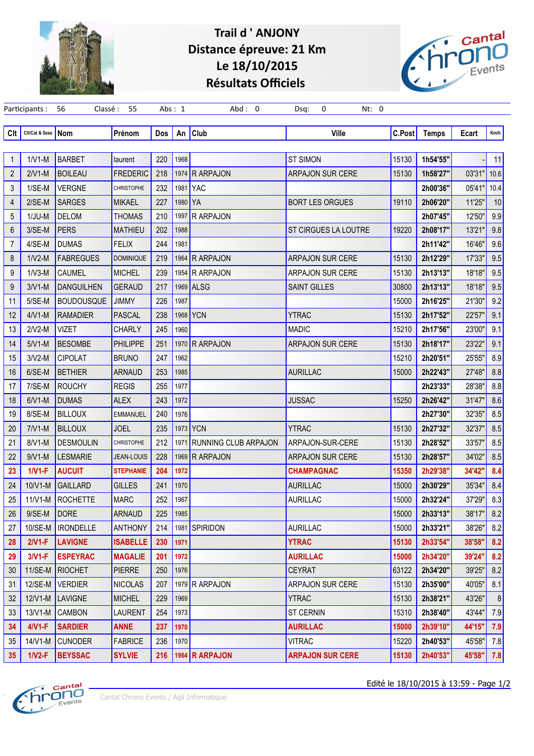# Trail d ' ANJONY
## Distance épreuve: 21 Km
## Le 18/10/2015
## Résultats Officiels

Participants : 56 Classé : 55 Abs : 1 Abd : 0 Dsq: 0 Nt: 0

| Clt | Clt/Cat & Sexe | Nom | Prénom | Dos | An | Club | Ville | C.Post | Temps | Ecart | Km/h |
|---|---|---|---|---|---|---|---|---|---|---|---|
| 1 | 1/V1-M | BARBET | laurent | 220 | 1968 | | ST SIMON | 15130 | 1h54'55" | - | 11 |
| 2 | 2/V1-M | BOILEAU | FREDERIC | 218 | 1974 | R ARPAJON | ARPAJON SUR CERE | 15130 | 1h58'27" | 03'31" | 10.6 |
| 3 | 1/SE-M | VERGNE | CHRISTOPHE | 232 | 1981 | YAC | | | 2h00'36" | 05'41" | 10.4 |
| 4 | 2/SE-M | SARGES | MIKAEL | 227 | 1980 | YA | BORT LES ORGUES | 19110 | 2h06'20" | 11'25" | 10 |
| 5 | 1/JU-M | DELOM | THOMAS | 210 | 1997 | R ARPAJON | | | 2h07'45" | 12'50" | 9.9 |
| 6 | 3/SE-M | PERS | MATHIEU | 202 | 1988 | | ST CIRGUES LA LOUTRE | 19220 | 2h08'17" | 13'21" | 9.8 |
| 7 | 4/SE-M | DUMAS | FELIX | 244 | 1981 | | | | 2h11'42" | 16'46" | 9.6 |
| 8 | 1/V2-M | FABREGUES | DOMINIQUE | 219 | 1964 | R ARPAJON | ARPAJON SUR CERE | 15130 | 2h12'29" | 17'33" | 9.5 |
| 9 | 1/V3-M | CAUMEL | MICHEL | 239 | 1954 | R ARPAJON | ARPAJON SUR CERE | 15130 | 2h13'13" | 18'18" | 9.5 |
| 9 | 3/V1-M | DANGUILHEN | GERAUD | 217 | 1969 | ALSG | SAINT GILLES | 30800 | 2h13'13" | 18'18" | 9.5 |
| 11 | 5/SE-M | BOUDOUSQUE | JIMMY | 226 | 1987 | | | 15000 | 2h16'25" | 21'30" | 9.2 |
| 12 | 4/V1-M | RAMADIER | PASCAL | 238 | 1968 | YCN | YTRAC | 15130 | 2h17'52" | 22'57" | 9.1 |
| 13 | 2/V2-M | VIZET | CHARLY | 245 | 1960 | | MADIC | 15210 | 2h17'56" | 23'00" | 9.1 |
| 14 | 5/V1-M | BESOMBE | PHILIPPE | 251 | 1970 | R ARPAJON | ARPAJON SUR CERE | 15130 | 2h18'17" | 23'22" | 9.1 |
| 15 | 3/V2-M | CIPOLAT | BRUNO | 247 | 1962 | | | 15210 | 2h20'51" | 25'55" | 8.9 |
| 16 | 6/SE-M | BETHIER | ARNAUD | 253 | 1985 | | AURILLAC | 15000 | 2h22'43" | 27'48" | 8.8 |
| 17 | 7/SE-M | ROUCHY | REGIS | 255 | 1977 | | | | 2h23'33" | 28'38" | 8.8 |
| 18 | 6/V1-M | DUMAS | ALEX | 243 | 1972 | | JUSSAC | 15250 | 2h26'42" | 31'47" | 8.6 |
| 19 | 8/SE-M | BILLOUX | EMMANUEL | 240 | 1976 | | | | 2h27'30" | 32'35" | 8.5 |
| 20 | 7/V1-M | BILLOUX | JOEL | 235 | 1973 | YCN | YTRAC | 15130 | 2h27'32" | 32'37" | 8.5 |
| 21 | 8/V1-M | DESMOULIN | CHRISTOPHE | 212 | 1971 | RUNNING CLUB ARPAJON | ARPAJON-SUR-CERE | 15130 | 2h28'52" | 33'57" | 8.5 |
| 22 | 9/V1-M | LESMARIE | JEAN-LOUIS | 228 | 1969 | R ARPAJON | ARPAJON SUR CERE | 15130 | 2h28'57" | 34'02" | 8.5 |
| 23 | 1/V1-F | AUCUIT | STEPHANIE | 204 | 1972 | | CHAMPAGNAC | 15350 | 2h29'38" | 34'42" | 8.4 |
| 24 | 10/V1-M | GAILLARD | GILLES | 241 | 1970 | | AURILLAC | 15000 | 2h30'29" | 35'34" | 8.4 |
| 25 | 11/V1-M | ROCHETTE | MARC | 252 | 1967 | | AURILLAC | 15000 | 2h32'24" | 37'29" | 8.3 |
| 26 | 9/SE-M | DORE | ARNAUD | 225 | 1985 | | | 15000 | 2h33'13" | 38'17" | 8.2 |
| 27 | 10/SE-M | IRONDELLE | ANTHONY | 214 | 1981 | SPIRIDON | AURILLAC | 15000 | 2h33'21" | 38'26" | 8.2 |
| 28 | 2/V1-F | LAVIGNE | ISABELLE | 230 | 1971 | | YTRAC | 15130 | 2h33'54" | 38'58" | 8.2 |
| 29 | 3/V1-F | ESPEYRAC | MAGALIE | 201 | 1972 | | AURILLAC | 15000 | 2h34'20" | 39'24" | 8.2 |
| 30 | 11/SE-M | RIOCHET | PIERRE | 250 | 1976 | | CEYRAT | 63122 | 2h34'20" | 39'25" | 8.2 |
| 31 | 12/SE-M | VERDIER | NICOLAS | 207 | 1979 | R ARPAJON | ARPAJON SUR CERE | 15130 | 2h35'00" | 40'05" | 8.1 |
| 32 | 12/V1-M | LAVIGNE | MICHEL | 229 | 1969 | | YTRAC | 15130 | 2h38'21" | 43'26" | 8 |
| 33 | 13/V1-M | CAMBON | LAURENT | 254 | 1973 | | ST CERNIN | 15310 | 2h38'40" | 43'44" | 7.9 |
| 34 | 4/V1-F | SARDIER | ANNE | 237 | 1970 | | AURILLAC | 15000 | 2h39'10" | 44'15" | 7.9 |
| 35 | 14/V1-M | CUNODER | FABRICE | 236 | 1970 | | VITRAC | 15220 | 2h40'53" | 45'58" | 7.8 |
| 35 | 1/V2-F | BEYSSAC | SYLVIE | 216 | 1964 | R ARPAJON | ARPAJON SUR CERE | 15130 | 2h40'53" | 45'58" | 7.8 |

Edité le 18/10/2015 à 13:59

Cantal Chrono Events / Agil Informatique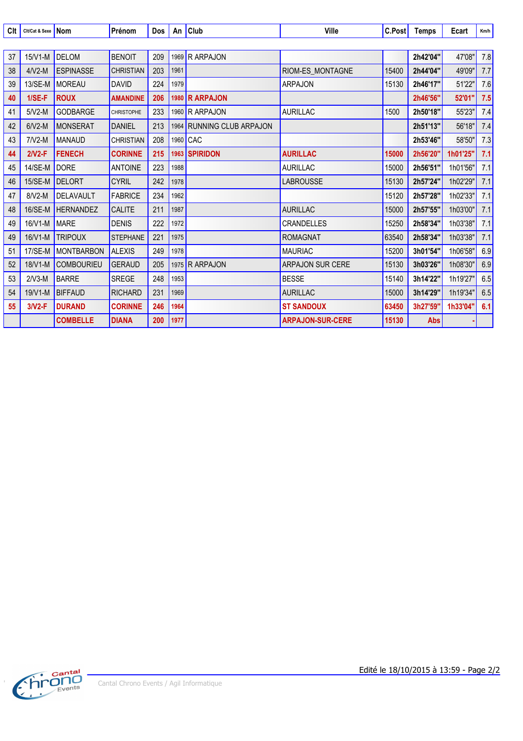| Clt | Clt/Cat & Sexe | Nom | Prénom | Dos | An | Club | Ville | C.Post | Temps | Ecart | Km/h |
|---|---|---|---|---|---|---|---|---|---|---|---|
| 37 | 15/V1-M | DELOM | BENOIT | 209 | 1969 | R ARPAJON | | | 2h42'04" | 47'08" | 7.8 |
| 38 | 4/V2-M | ESPINASSE | CHRISTIAN | 203 | 1961 | | RIOM-ES_MONTAGNE | 15400 | 2h44'04" | 49'09" | 7.7 |
| 39 | 13/SE-M | MOREAU | DAVID | 224 | 1979 | | ARPAJON | 15130 | 2h46'17" | 51'22" | 7.6 |
| **40** | **1/SE-F** | **ROUX** | **AMANDINE** | **206** | **1980** | **R ARPAJON** | | | **2h46'56"** | **52'01"** | **7.5** |
| 41 | 5/V2-M | GODBARGE | CHRISTOPHE | 233 | 1960 | R ARPAJON | AURILLAC | 1500 | 2h50'18" | 55'23" | 7.4 |
| 42 | 6/V2-M | MONSERAT | DANIEL | 213 | 1964 | RUNNING CLUB ARPAJON | | | 2h51'13" | 56'18" | 7.4 |
| 43 | 7/V2-M | MANAUD | CHRISTIAN | 208 | 1960 | CAC | | | 2h53'46" | 58'50" | 7.3 |
| **44** | **2/V2-F** | **FENECH** | **CORINNE** | **215** | **1963** | **SPIRIDON** | **AURILLAC** | **15000** | **2h56'20"** | **1h01'25"** | **7.1** |
| 45 | 14/SE-M | DORE | ANTOINE | 223 | 1988 | | AURILLAC | 15000 | 2h56'51" | 1h01'56" | 7.1 |
| 46 | 15/SE-M | DELORT | CYRIL | 242 | 1978 | | LABROUSSE | 15130 | 2h57'24" | 1h02'29" | 7.1 |
| 47 | 8/V2-M | DELAVAULT | FABRICE | 234 | 1962 | | | 15120 | 2h57'28" | 1h02'33" | 7.1 |
| 48 | 16/SE-M | HERNANDEZ | CALITE | 211 | 1987 | | AURILLAC | 15000 | 2h57'55" | 1h03'00" | 7.1 |
| 49 | 16/V1-M | MARE | DENIS | 222 | 1972 | | CRANDELLES | 15250 | 2h58'34" | 1h03'38" | 7.1 |
| 49 | 16/V1-M | TRIPOUX | STEPHANE | 221 | 1975 | | ROMAGNAT | 63540 | 2h58'34" | 1h03'38" | 7.1 |
| 51 | 17/SE-M | MONTBARBON | ALEXIS | 249 | 1978 | | MAURIAC | 15200 | 3h01'54" | 1h06'58" | 6.9 |
| 52 | 18/V1-M | COMBOURIEU | GERAUD | 205 | 1975 | R ARPAJON | ARPAJON SUR CERE | 15130 | 3h03'26" | 1h08'30" | 6.9 |
| 53 | 2/V3-M | BARRE | SREGE | 248 | 1953 | | BESSE | 15140 | 3h14'22" | 1h19'27" | 6.5 |
| 54 | 19/V1-M | BIFFAUD | RICHARD | 231 | 1969 | | AURILLAC | 15000 | 3h14'29" | 1h19'34" | 6.5 |
| **55** | **3/V2-F** | **DURAND** | **CORINNE** | **246** | **1964** | | **ST SANDOUX** | **63450** | **3h27'59"** | **1h33'04"** | **6.1** |
| | | **COMBELLE** | **DIANA** | **200** | **1977** | | **ARPAJON-SUR-CERE** | **15130** | **Abs** | **-** | |

Edité le 18/10/2015 à 13:59 - Page 2/2

Cantal Chrono Events / Agil Informatique